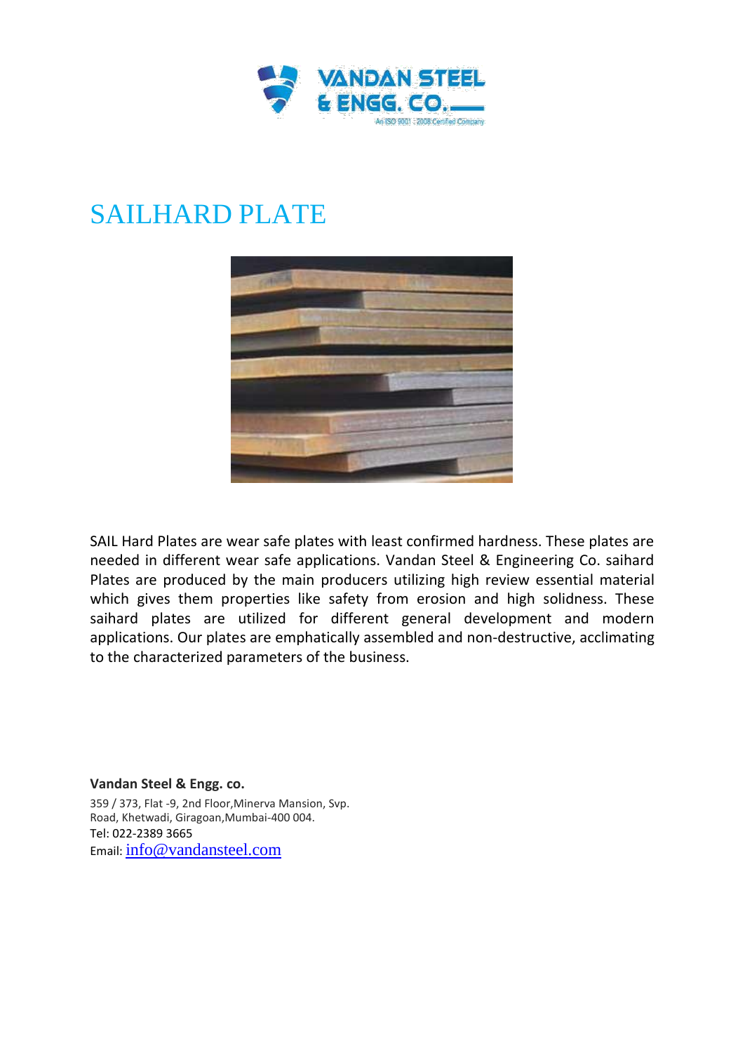# SAILHARD PLATE

SAIL Hard Plates are wear safe plates with least confirmed hardness. These plates are needed in different wear safe applications. Vandan Steel & Engineering Co. saihard Plates are produced by the main producers utilizing high review essential material which gives them properties like safety from erosion and high solidness. These saihard plates are utilized for different general development and modern applications. Our plates are emphatically assembled and non-destructive, acclimating to the characterized parameters of the business.

**Vandan Steel & Engg. co.**
359 / 373, Flat -9, 2nd Floor,Minerva Mansion, Svp. Road, Khetwadi, Giragoan,Mumbai-400 004.
Tel: 022-2389 3665
Email: info@vandansteel.com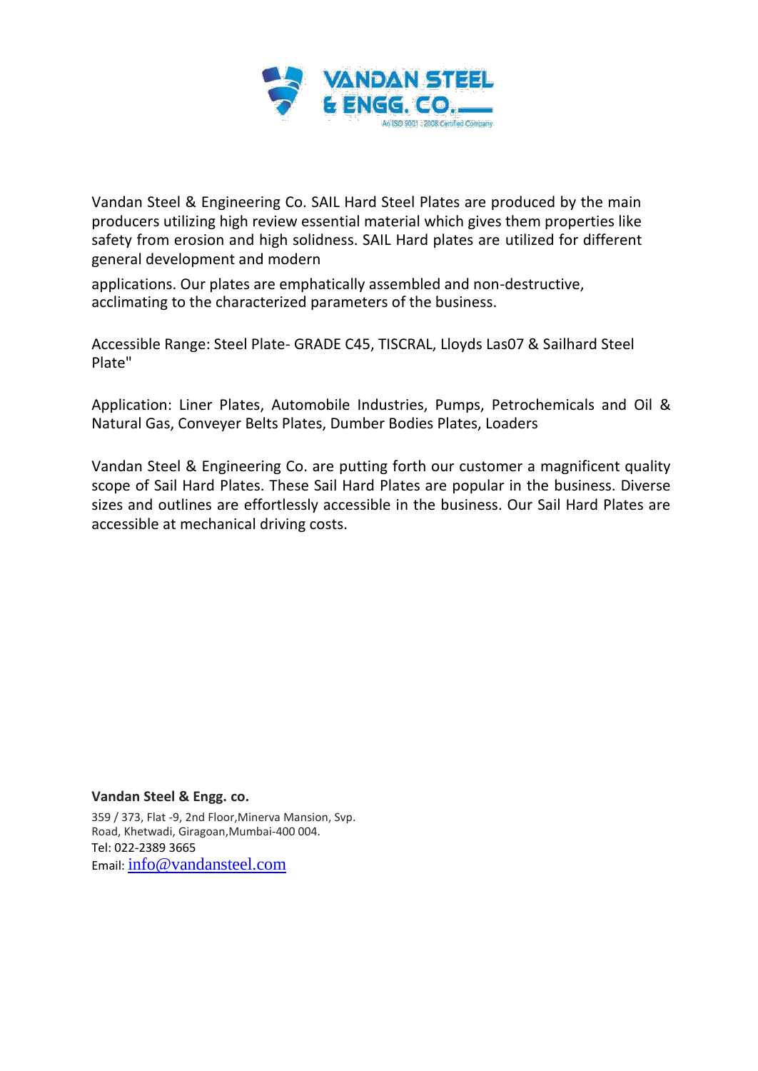Vandan Steel & Engineering Co. SAIL Hard Steel Plates are produced by the main producers utilizing high review essential material which gives them properties like safety from erosion and high solidness. SAIL Hard plates are utilized for different general development and modern

applications. Our plates are emphatically assembled and non-destructive, acclimating to the characterized parameters of the business.

Accessible Range: Steel Plate- GRADE C45, TISCRAL, Lloyds Las07 & Sailhard Steel Plate"

Application: Liner Plates, Automobile Industries, Pumps, Petrochemicals and Oil & Natural Gas, Conveyer Belts Plates, Dumber Bodies Plates, Loaders

Vandan Steel & Engineering Co. are putting forth our customer a magnificent quality scope of Sail Hard Plates. These Sail Hard Plates are popular in the business. Diverse sizes and outlines are effortlessly accessible in the business. Our Sail Hard Plates are accessible at mechanical driving costs.

**Vandan Steel & Engg. co.**

359 / 373, Flat -9, 2nd Floor,Minerva Mansion, Svp. Road, Khetwadi, Giragoan,Mumbai-400 004.

Tel: 022-2389 3665

Email: info@vandansteel.com